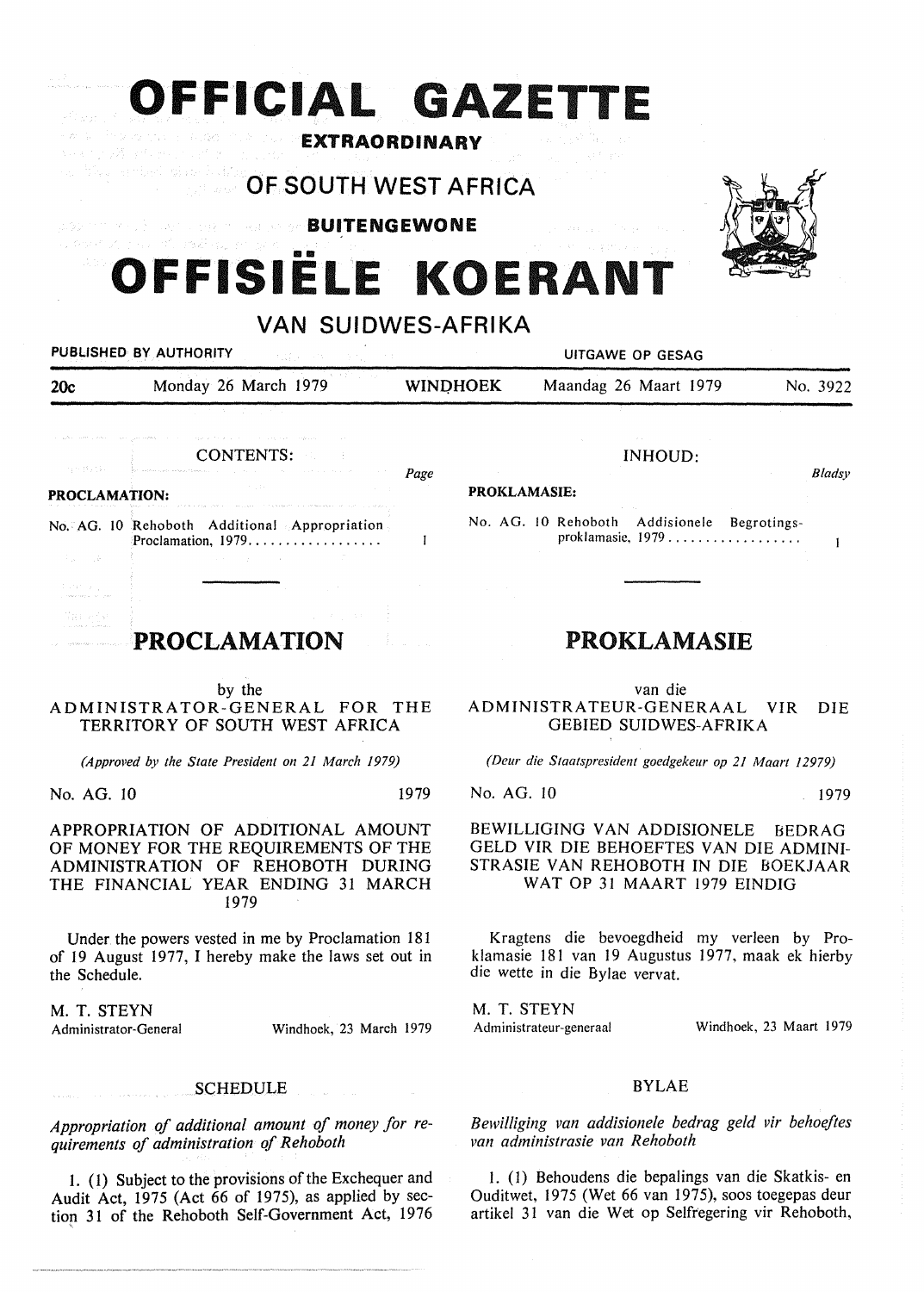# OFFICIAL GAZETTE

**EXTRAORDINARY**

## OF SOUTH WEST AFRICA

**BUITENGEWONE**

# OFFISIËLE KOERANT

## VAN SUIDWES-AFRIKA

PUBLISHED BY AUTHORITY — UITGAWE OP GESAG

| 20c | Monday 26 March 1979 | WINDHOEK | Maandag 26 Maart 1979 | No. 3922 |
|---|---|---|---|---|

CONTENTS: | Page

**PROCLAMATION:**

No. AG. 10 Rehoboth Additional Appropriation Proclamation, 1979 .................. 1

## PROCLAMATION

by the
ADMINISTRATOR-GENERAL FOR THE TERRITORY OF SOUTH WEST AFRICA

*(Approved by the State President on 21 March 1979)*

No. AG. 10 1979

APPROPRIATION OF ADDITIONAL AMOUNT OF MONEY FOR THE REQUIREMENTS OF THE ADMINISTRATION OF REHOBOTH DURING THE FINANCIAL YEAR ENDING 31 MARCH 1979

Under the powers vested in me by Proclamation 181 of 19 August 1977, I hereby make the laws set out in the Schedule.

M. T. STEYN
Administrator-General — Windhoek, 23 March 1979

SCHEDULE

*Appropriation of additional amount of money for requirements of administration of Rehoboth*

1. (1) Subject to the provisions of the Exchequer and Audit Act, 1975 (Act 66 of 1975), as applied by section 31 of the Rehoboth Self-Government Act, 1976

INHOUD: | Bladsy

**PROKLAMASIE:**

No. AG. 10 Rehoboth Addisionele Begrotingsproklamasie, 1979 .................. 1

## PROKLAMASIE

van die
ADMINISTRATEUR-GENERAAL VIR DIE GEBIED SUIDWES-AFRIKA

*(Deur die Staatspresident goedgekeur op 21 Maart 12979)*

No. AG. 10 1979

BEWILLIGING VAN ADDISIONELE BEDRAG GELD VIR DIE BEHOEFTES VAN DIE ADMINISTRASIE VAN REHOBOTH IN DIE BOEKJAAR WAT OP 31 MAART 1979 EINDIG

Kragtens die bevoegdheid my verleen by Proklamasie 181 van 19 Augustus 1977, maak ek hierby die wette in die Bylae vervat.

M. T. STEYN
Administrateur-generaal — Windhoek, 23 Maart 1979

BYLAE

*Bewilliging van addisionele bedrag geld vir behoeftes van administrasie van Rehoboth*

1. (1) Behoudens die bepalings van die Skatkis- en Ouditwet, 1975 (Wet 66 van 1975), soos toegepas deur artikel 31 van die Wet op Selfregering vir Rehoboth,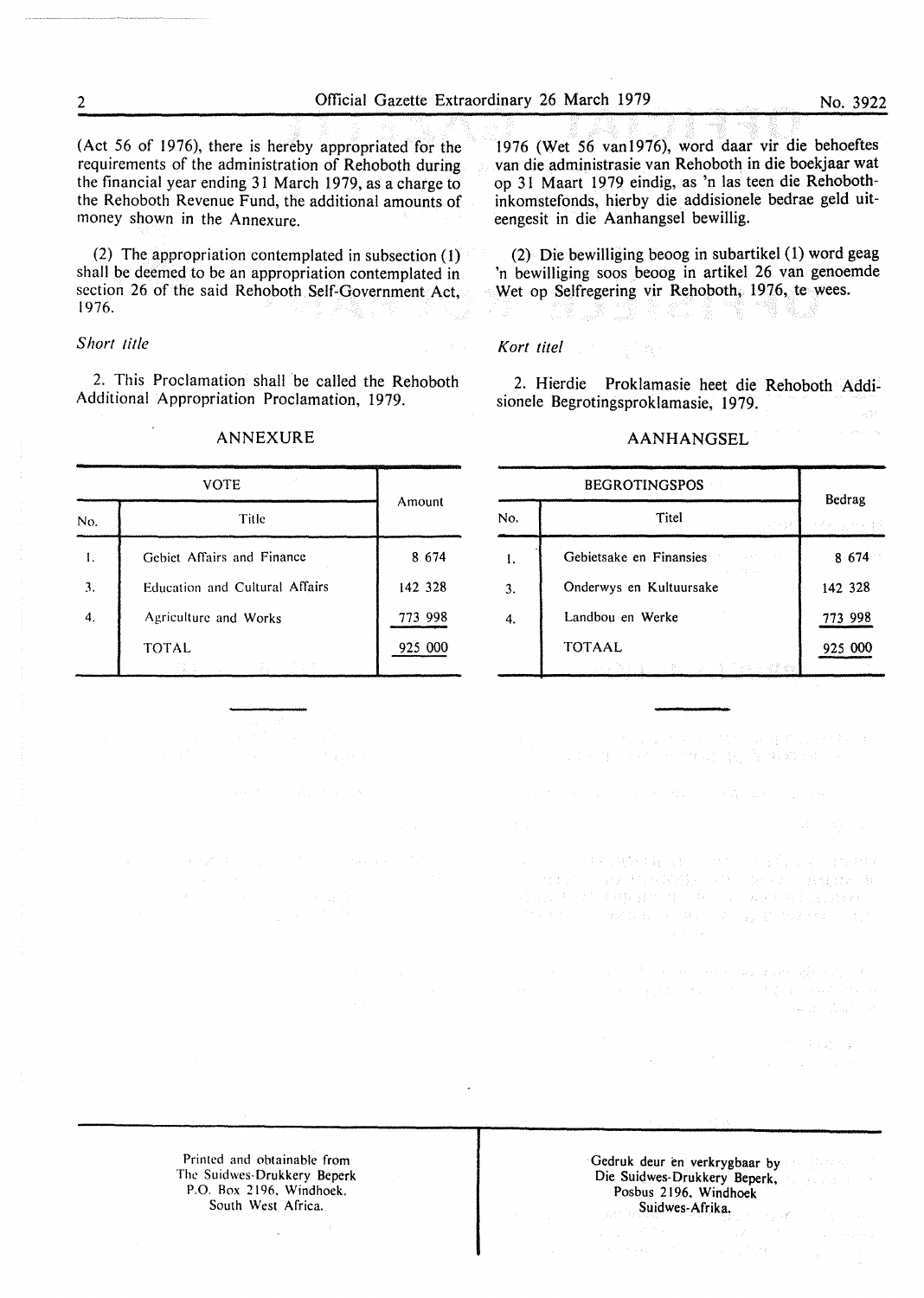(Act 56 of 1976), there is hereby appropriated for the requirements of the administration of Rehoboth during the financial year ending 31 March 1979, as a charge to the Rehoboth Revenue Fund, the additional amounts of money shown in the Annexure.

(2) The appropriation contemplated in subsection (1) shall be deemed to be an appropriation contemplated in section 26 of the said Rehoboth Self-Government Act, 1976.

*Short title*

2. This Proclamation shall be called the Rehoboth Additional Appropriation Proclamation, 1979.

## ANNEXURE

| VOTE | | Amount |
|---|---|---|
| No. | Title | |
| 1. | Gebiet Affairs and Finance | 8 674 |
| 3. | Education and Cultural Affairs | 142 328 |
| 4. | Agriculture and Works | 773 998 |
| | TOTAL | 925 000 |

1976 (Wet 56 van1976), word daar vir die behoeftes van die administrasie van Rehoboth in die boekjaar wat op 31 Maart 1979 eindig, as 'n las teen die Rehoboth-inkomstefonds, hierby die addisionele bedrae geld uiteengesit in die Aanhangsel bewillig.

(2) Die bewilliging beoog in subartikel (1) word geag 'n bewilliging soos beoog in artikel 26 van genoemde Wet op Selfregering vir Rehoboth, 1976, te wees.

*Kort titel*

2. Hierdie Proklamasie heet die Rehoboth Addisionele Begrotingsproklamasie, 1979.

## AANHANGSEL

| BEGROTINGSPOS | | Bedrag |
|---|---|---|
| No. | Titel | |
| 1. | Gebietsake en Finansies | 8 674 |
| 3. | Onderwys en Kultuursake | 142 328 |
| 4. | Landbou en Werke | 773 998 |
| | TOTAAL | 925 000 |

Printed and obtainable from
The Suidwes-Drukkery Beperk
P.O. Box 2196, Windhoek,
South West Africa.

Gedruk deur en verkrygbaar by
Die Suidwes-Drukkery Beperk,
Posbus 2196, Windhoek
Suidwes-Afrika.